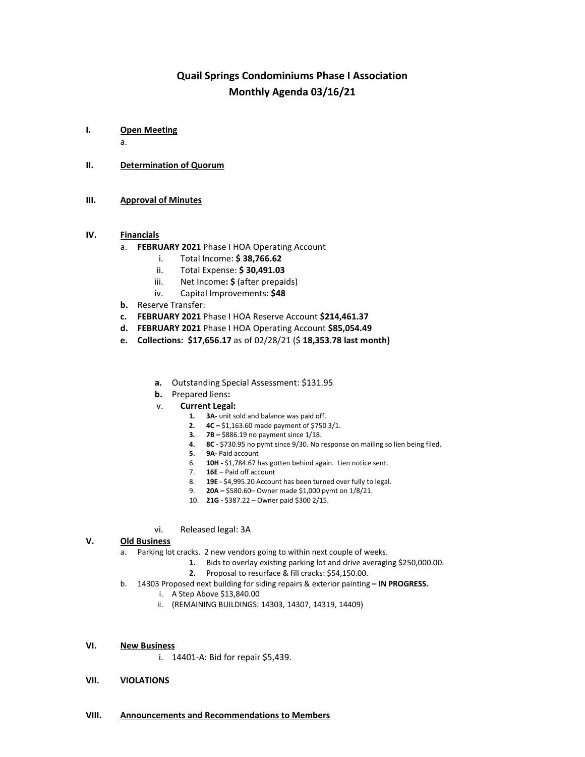# Quail Springs Condominiums Phase I Association
## Monthly Agenda 03/16/21

I. <u>**Open Meeting**</u>
   a.

II. <u>**Determination of Quorum**</u>

III. <u>**Approval of Minutes**</u>

IV. <u>**Financials**</u>
   a. **FEBRUARY 2021** Phase I HOA Operating Account
      i. Total Income: **$ 38,766.62**
      ii. Total Expense: **$ 30,491.03**
      iii. Net Income**: $** (after prepaids)
      iv. Capital Improvements: **$48**
   **b.** Reserve Transfer:
   **c. FEBRUARY 2021** Phase I HOA Reserve Account **$214,461.37**
   **d. FEBRUARY 2021** Phase I HOA Operating Account **$85,054.49**
   **e. Collections: $17,656.17** as of 02/28/21 ($ **18,353.78 last month)**

   **a.** Outstanding Special Assessment: $131.95
   **b.** Prepared liens**:**
   v. **Current Legal:**
      1. **3A-** unit sold and balance was paid off.
      2. **4C –** $1,163.60 made payment of $750 3/1.
      3. **7B –** $886.19 no payment since 1/18.
      4. **8C -** $730.95 no pymt since 9/30. No response on mailing so lien being filed.
      5. **9A-** Paid account
      6. **10H -** $1,784.67 has gotten behind again. Lien notice sent.
      7. **16E** – Paid off account
      8. **19E -** $4,995.20 Account has been turned over fully to legal.
      9. **20A –** $580.60– Owner made $1,000 pymt on 1/8/21.
      10. **21G -** $387.22 – Owner paid $300 2/15.

   vi. Released legal: 3A

V. <u>**Old Business**</u>
   a. Parking lot cracks. 2 new vendors going to within next couple of weeks.
      **1.** Bids to overlay existing parking lot and drive averaging $250,000.00.
      **2.** Proposal to resurface & fill cracks: $54,150.00.
   b. 14303 Proposed next building for siding repairs & exterior painting **– IN PROGRESS.**
      i. A Step Above $13,840.00
      ii. (REMAINING BUILDINGS: 14303, 14307, 14319, 14409)

VI. <u>**New Business**</u>
      i. 14401-A: Bid for repair $5,439.

VII. **VIOLATIONS**

VIII. <u>**Announcements and Recommendations to Members**</u>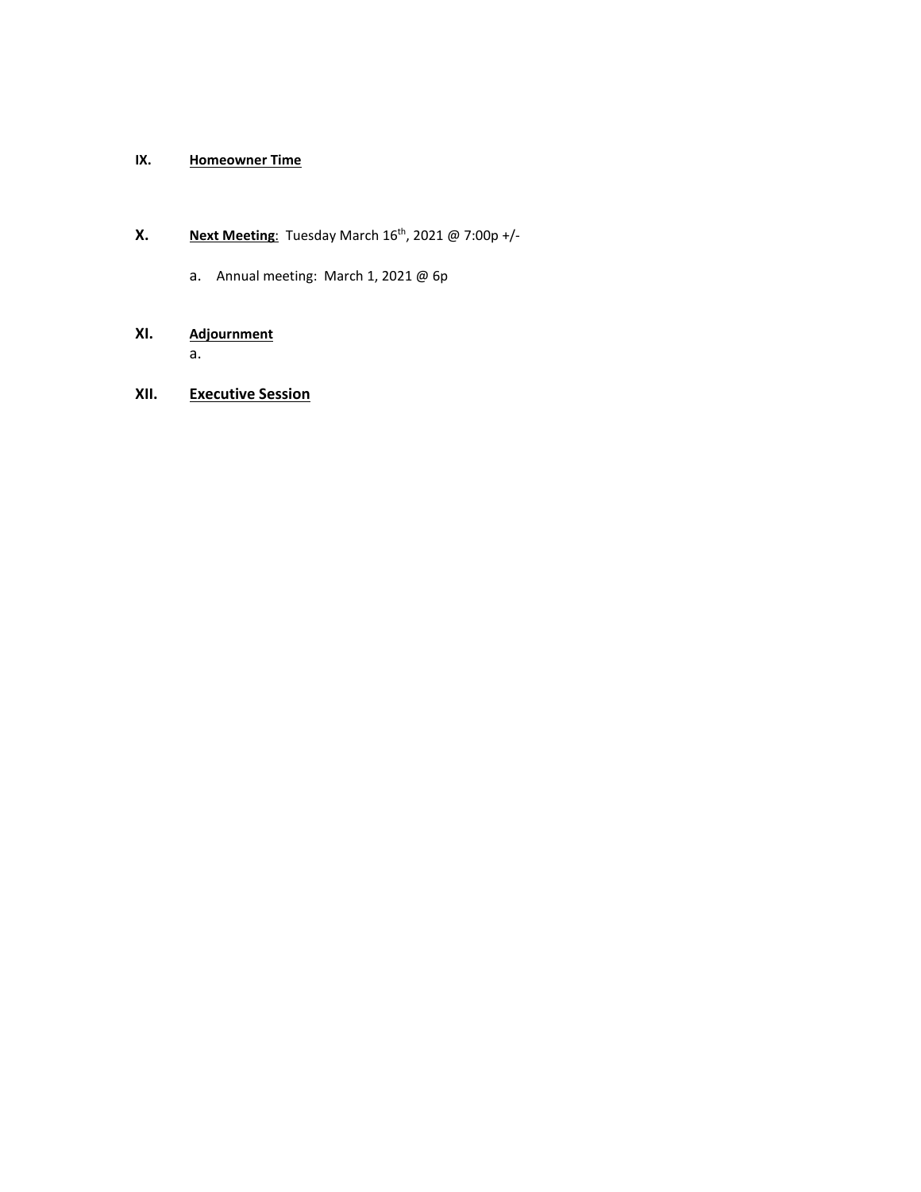**IX.** **Homeowner Time**

**X.** **Next Meeting**: Tuesday March 16th, 2021 @ 7:00p +/-

a. Annual meeting: March 1, 2021 @ 6p

**XI.** **Adjournment**

a.

**XII.** **Executive Session**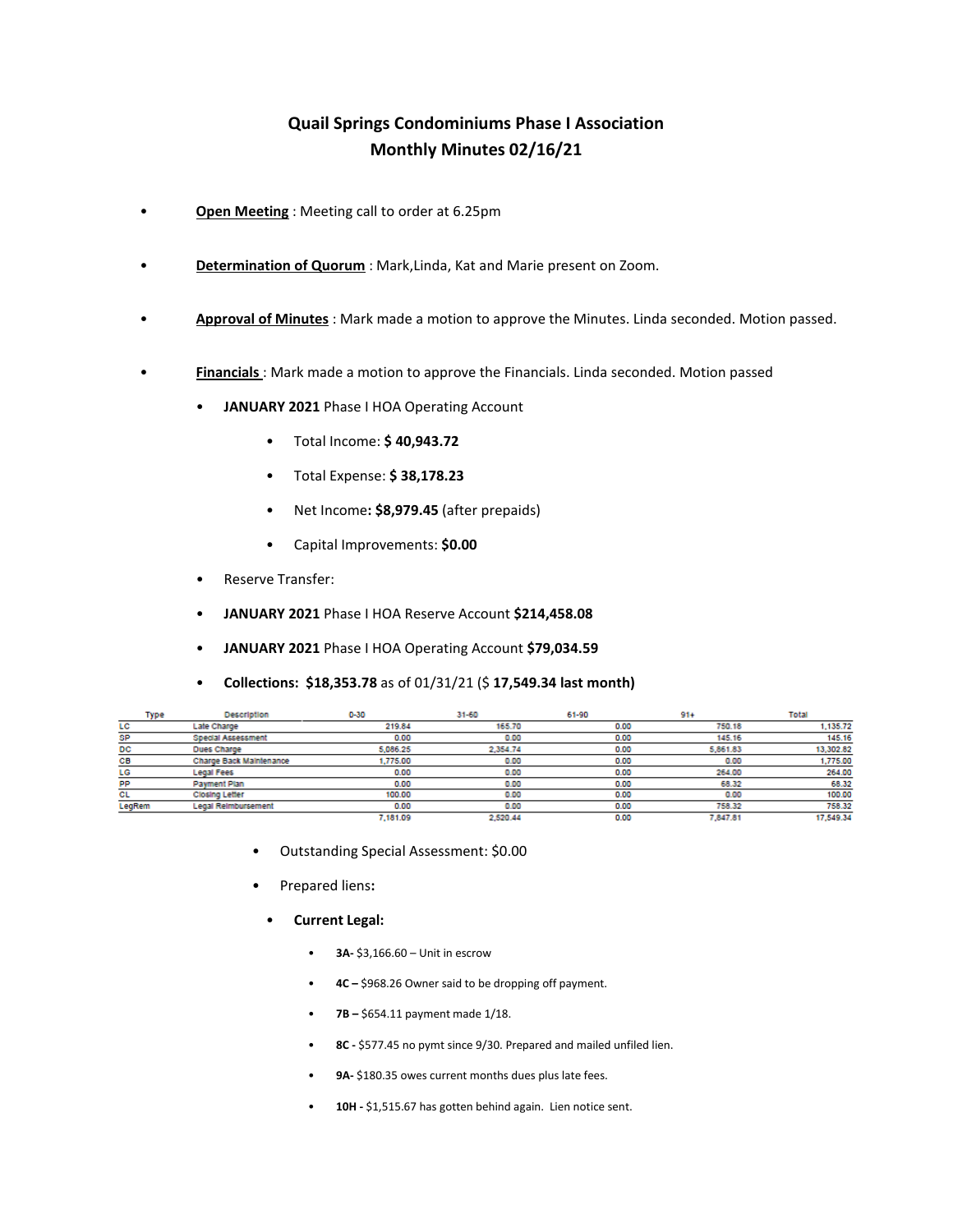# Quail Springs Condominiums Phase I Association
## Monthly Minutes 02/16/21

- **Open Meeting** : Meeting call to order at 6.25pm
- **Determination of Quorum** : Mark,Linda, Kat and Marie present on Zoom.
- **Approval of Minutes** : Mark made a motion to approve the Minutes. Linda seconded. Motion passed.
- **Financials** : Mark made a motion to approve the Financials. Linda seconded. Motion passed
  - **JANUARY 2021** Phase I HOA Operating Account
    - Total Income: **$ 40,943.72**
    - Total Expense: **$ 38,178.23**
    - Net Income**: $8,979.45** (after prepaids)
    - Capital Improvements: **$0.00**
  - Reserve Transfer:
  - **JANUARY 2021** Phase I HOA Reserve Account **$214,458.08**
  - **JANUARY 2021** Phase I HOA Operating Account **$79,034.59**
  - **Collections: $18,353.78** as of 01/31/21 ($ **17,549.34 last month)**

| Type | Description | 0-30 | 31-60 | 61-90 | 91+ | Total |
|---|---|---|---|---|---|---|
| LC | Late Charge | 219.84 | 165.70 | 0.00 | 750.18 | 1,135.72 |
| SP | Special Assessment | 0.00 | 0.00 | 0.00 | 145.16 | 145.16 |
| DC | Dues Charge | 5,086.25 | 2,354.74 | 0.00 | 5,861.83 | 13,302.82 |
| CB | Charge Back Maintenance | 1,775.00 | 0.00 | 0.00 | 0.00 | 1,775.00 |
| LG | Legal Fees | 0.00 | 0.00 | 0.00 | 264.00 | 264.00 |
| PP | Payment Plan | 0.00 | 0.00 | 0.00 | 68.32 | 68.32 |
| CL | Closing Letter | 100.00 | 0.00 | 0.00 | 0.00 | 100.00 |
| LegRem | Legal Reimbursement | 0.00 | 0.00 | 0.00 | 758.32 | 758.32 |
| | | 7,181.09 | 2,520.44 | 0.00 | 7,847.81 | 17,549.34 |

- Outstanding Special Assessment: $0.00
- Prepared liens**:**
  - **Current Legal:**
    - **3A-** $3,166.60 – Unit in escrow
    - **4C –** $968.26 Owner said to be dropping off payment.
    - **7B –** $654.11 payment made 1/18.
    - **8C -** $577.45 no pymt since 9/30. Prepared and mailed unfiled lien.
    - **9A-** $180.35 owes current months dues plus late fees.
    - **10H -** $1,515.67 has gotten behind again. Lien notice sent.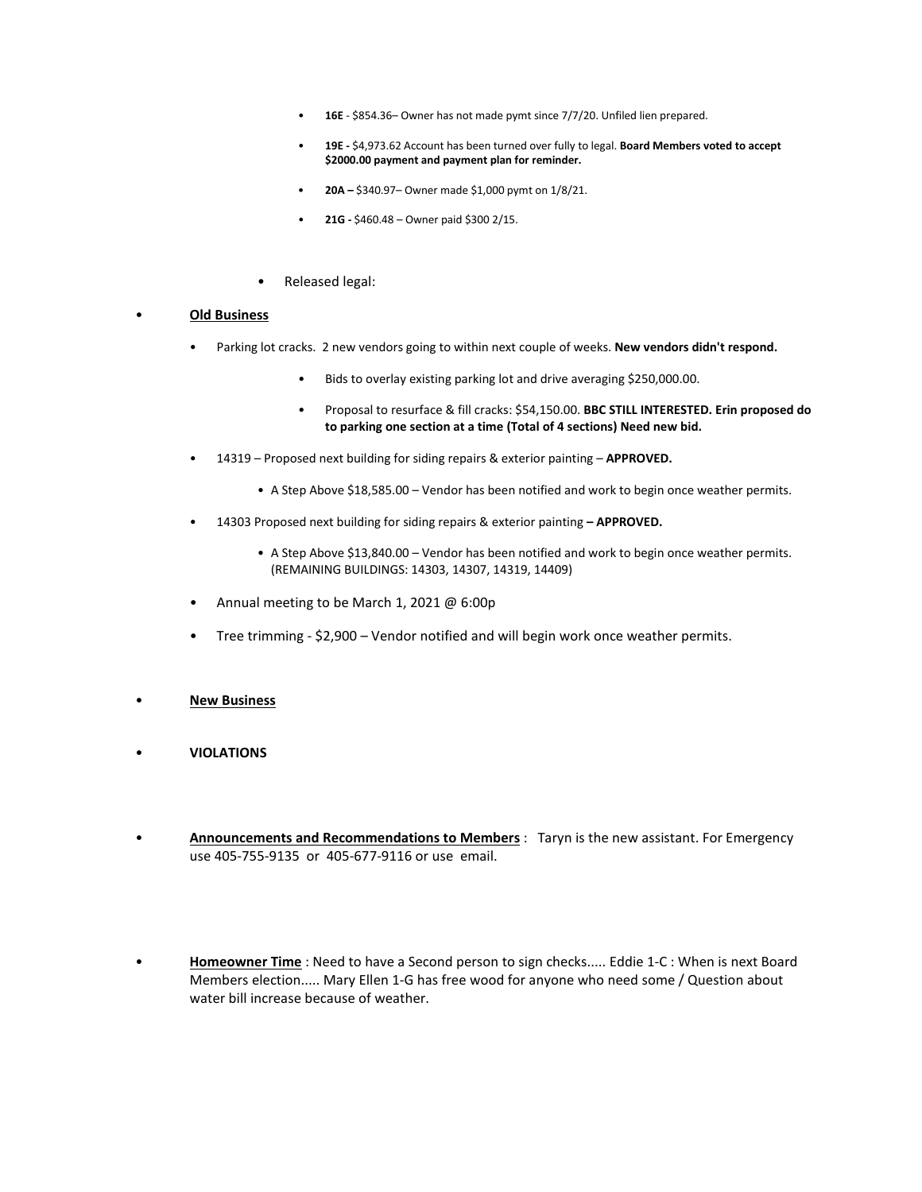- **16E** - $854.36– Owner has not made pymt since 7/7/20. Unfiled lien prepared.
- **19E -** $4,973.62 Account has been turned over fully to legal. **Board Members voted to accept $2000.00 payment and payment plan for reminder.**
- **20A –** $340.97– Owner made $1,000 pymt on 1/8/21.
- **21G -** $460.48 – Owner paid $300 2/15.

- Released legal:

- **<u>Old Business</u>**
  - Parking lot cracks. 2 new vendors going to within next couple of weeks. **New vendors didn't respond.**
    - Bids to overlay existing parking lot and drive averaging $250,000.00.
    - Proposal to resurface & fill cracks: $54,150.00. **BBC STILL INTERESTED. Erin proposed do to parking one section at a time (Total of 4 sections) Need new bid.**
  - 14319 – Proposed next building for siding repairs & exterior painting – **APPROVED.**
    - A Step Above $18,585.00 – Vendor has been notified and work to begin once weather permits.
  - 14303 Proposed next building for siding repairs & exterior painting **– APPROVED.**
    - A Step Above $13,840.00 – Vendor has been notified and work to begin once weather permits. (REMAINING BUILDINGS: 14303, 14307, 14319, 14409)
  - Annual meeting to be March 1, 2021 @ 6:00p
  - Tree trimming - $2,900 – Vendor notified and will begin work once weather permits.

- **<u>New Business</u>**

- **VIOLATIONS**

- **<u>Announcements and Recommendations to Members</u>** : Taryn is the new assistant. For Emergency use 405-755-9135 or 405-677-9116 or use email.

- **<u>Homeowner Time</u>** : Need to have a Second person to sign checks..... Eddie 1-C : When is next Board Members election..... Mary Ellen 1-G has free wood for anyone who need some / Question about water bill increase because of weather.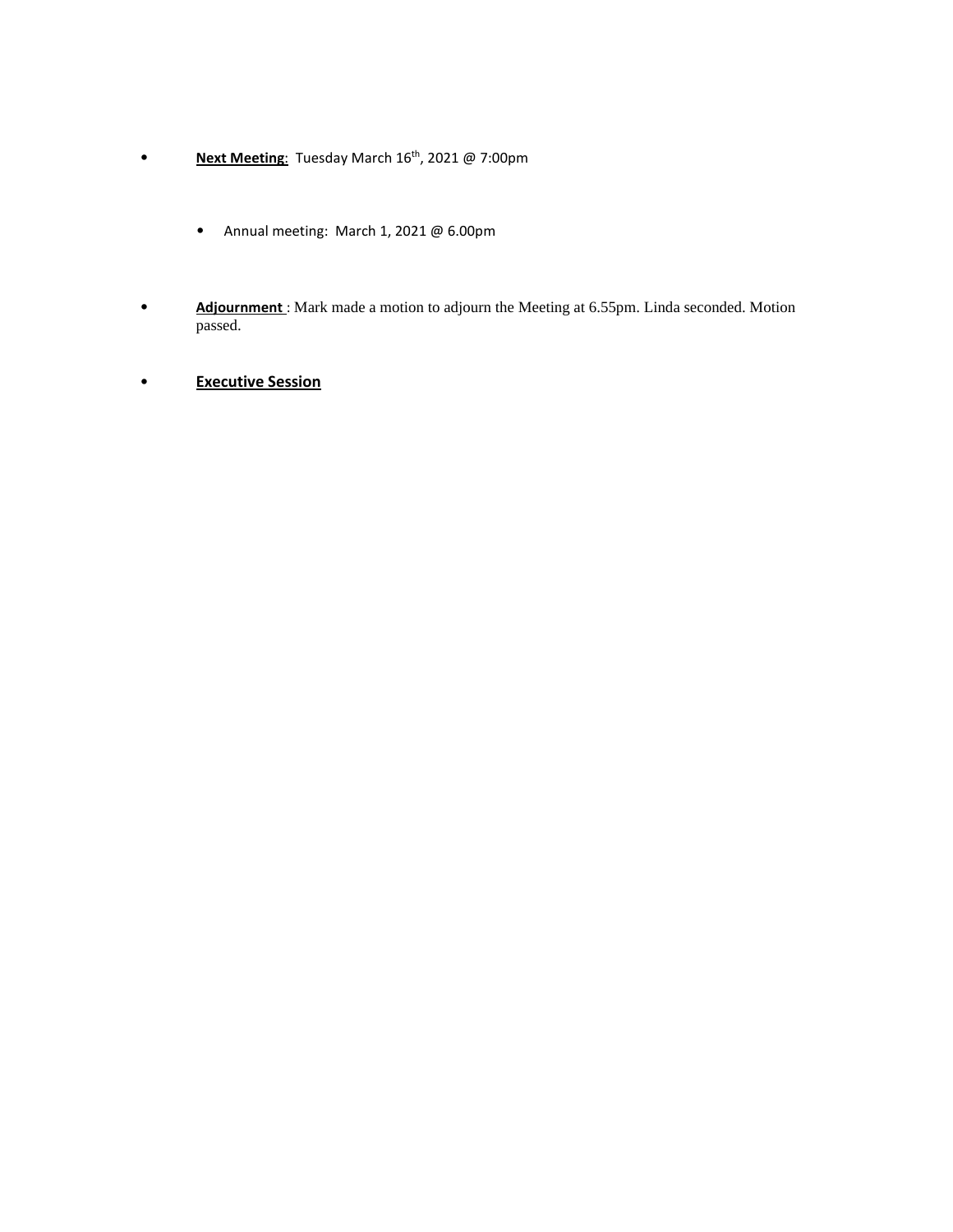- **Next Meeting**: Tuesday March 16th, 2021 @ 7:00pm

  - Annual meeting: March 1, 2021 @ 6.00pm

- **Adjournment** : Mark made a motion to adjourn the Meeting at 6.55pm. Linda seconded. Motion passed.

- **Executive Session**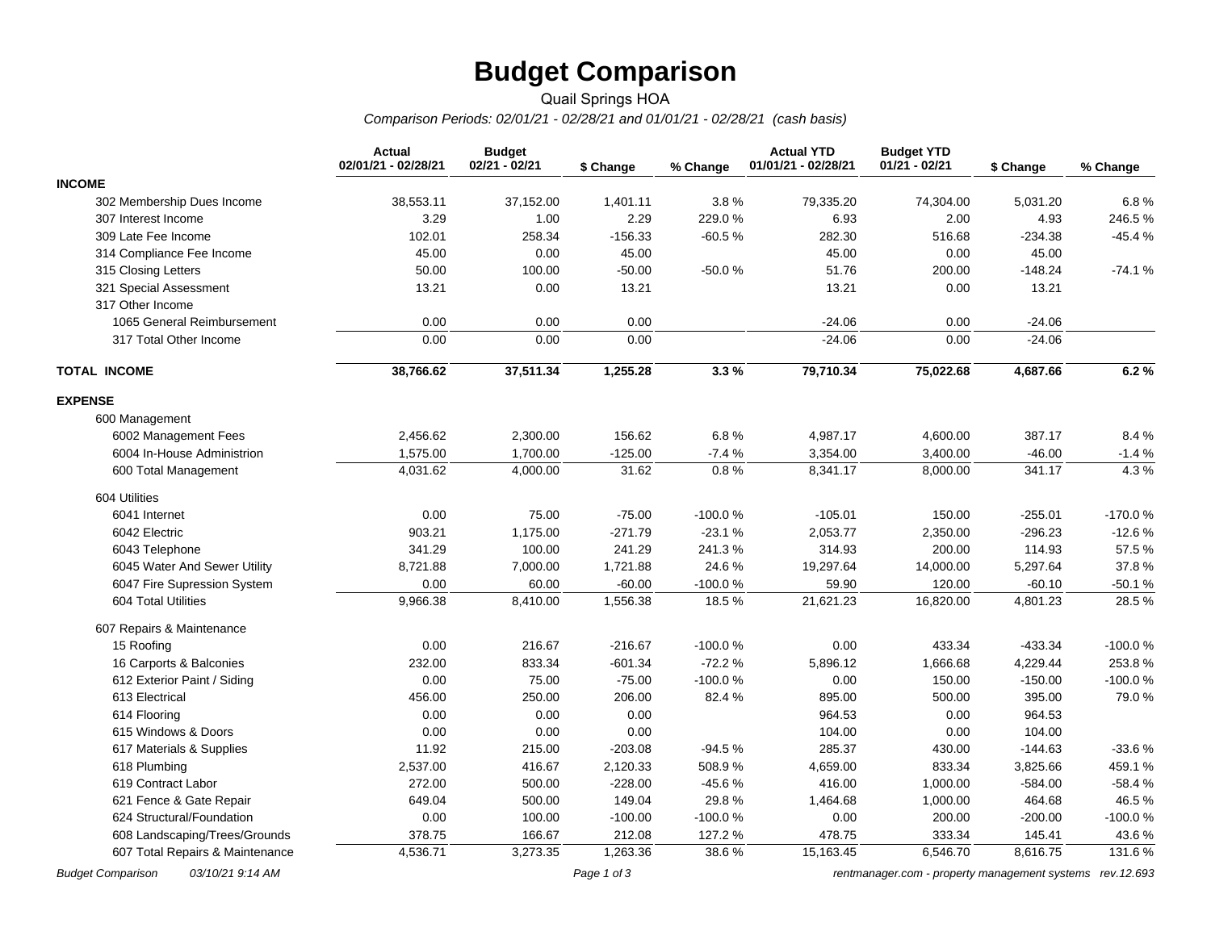# Budget Comparison

Quail Springs HOA

*Comparison Periods: 02/01/21 - 02/28/21 and 01/01/21 - 02/28/21 (cash basis)*

| | Actual 02/01/21 - 02/28/21 | Budget 02/21 - 02/21 | $ Change | % Change | Actual YTD 01/01/21 - 02/28/21 | Budget YTD 01/21 - 02/21 | $ Change | % Change |
|---|---|---|---|---|---|---|---|---|
| **INCOME** | | | | | | | | |
| 302 Membership Dues Income | 38,553.11 | 37,152.00 | 1,401.11 | 3.8 % | 79,335.20 | 74,304.00 | 5,031.20 | 6.8 % |
| 307 Interest Income | 3.29 | 1.00 | 2.29 | 229.0 % | 6.93 | 2.00 | 4.93 | 246.5 % |
| 309 Late Fee Income | 102.01 | 258.34 | -156.33 | -60.5 % | 282.30 | 516.68 | -234.38 | -45.4 % |
| 314 Compliance Fee Income | 45.00 | 0.00 | 45.00 | | 45.00 | 0.00 | 45.00 | |
| 315 Closing Letters | 50.00 | 100.00 | -50.00 | -50.0 % | 51.76 | 200.00 | -148.24 | -74.1 % |
| 321 Special Assessment | 13.21 | 0.00 | 13.21 | | 13.21 | 0.00 | 13.21 | |
| 317 Other Income | | | | | | | | |
| 1065 General Reimbursement | 0.00 | 0.00 | 0.00 | | -24.06 | 0.00 | -24.06 | |
| 317 Total Other Income | 0.00 | 0.00 | 0.00 | | -24.06 | 0.00 | -24.06 | |
| **TOTAL INCOME** | **38,766.62** | **37,511.34** | **1,255.28** | **3.3 %** | **79,710.34** | **75,022.68** | **4,687.66** | **6.2 %** |
| **EXPENSE** | | | | | | | | |
| 600 Management | | | | | | | | |
| 6002 Management Fees | 2,456.62 | 2,300.00 | 156.62 | 6.8 % | 4,987.17 | 4,600.00 | 387.17 | 8.4 % |
| 6004 In-House Administrion | 1,575.00 | 1,700.00 | -125.00 | -7.4 % | 3,354.00 | 3,400.00 | -46.00 | -1.4 % |
| 600 Total Management | 4,031.62 | 4,000.00 | 31.62 | 0.8 % | 8,341.17 | 8,000.00 | 341.17 | 4.3 % |
| 604 Utilities | | | | | | | | |
| 6041 Internet | 0.00 | 75.00 | -75.00 | -100.0 % | -105.01 | 150.00 | -255.01 | -170.0 % |
| 6042 Electric | 903.21 | 1,175.00 | -271.79 | -23.1 % | 2,053.77 | 2,350.00 | -296.23 | -12.6 % |
| 6043 Telephone | 341.29 | 100.00 | 241.29 | 241.3 % | 314.93 | 200.00 | 114.93 | 57.5 % |
| 6045 Water And Sewer Utility | 8,721.88 | 7,000.00 | 1,721.88 | 24.6 % | 19,297.64 | 14,000.00 | 5,297.64 | 37.8 % |
| 6047 Fire Supression System | 0.00 | 60.00 | -60.00 | -100.0 % | 59.90 | 120.00 | -60.10 | -50.1 % |
| 604 Total Utilities | 9,966.38 | 8,410.00 | 1,556.38 | 18.5 % | 21,621.23 | 16,820.00 | 4,801.23 | 28.5 % |
| 607 Repairs & Maintenance | | | | | | | | |
| 15 Roofing | 0.00 | 216.67 | -216.67 | -100.0 % | 0.00 | 433.34 | -433.34 | -100.0 % |
| 16 Carports & Balconies | 232.00 | 833.34 | -601.34 | -72.2 % | 5,896.12 | 1,666.68 | 4,229.44 | 253.8 % |
| 612 Exterior Paint / Siding | 0.00 | 75.00 | -75.00 | -100.0 % | 0.00 | 150.00 | -150.00 | -100.0 % |
| 613 Electrical | 456.00 | 250.00 | 206.00 | 82.4 % | 895.00 | 500.00 | 395.00 | 79.0 % |
| 614 Flooring | 0.00 | 0.00 | 0.00 | | 964.53 | 0.00 | 964.53 | |
| 615 Windows & Doors | 0.00 | 0.00 | 0.00 | | 104.00 | 0.00 | 104.00 | |
| 617 Materials & Supplies | 11.92 | 215.00 | -203.08 | -94.5 % | 285.37 | 430.00 | -144.63 | -33.6 % |
| 618 Plumbing | 2,537.00 | 416.67 | 2,120.33 | 508.9 % | 4,659.00 | 833.34 | 3,825.66 | 459.1 % |
| 619 Contract Labor | 272.00 | 500.00 | -228.00 | -45.6 % | 416.00 | 1,000.00 | -584.00 | -58.4 % |
| 621 Fence & Gate Repair | 649.04 | 500.00 | 149.04 | 29.8 % | 1,464.68 | 1,000.00 | 464.68 | 46.5 % |
| 624 Structural/Foundation | 0.00 | 100.00 | -100.00 | -100.0 % | 0.00 | 200.00 | -200.00 | -100.0 % |
| 608 Landscaping/Trees/Grounds | 378.75 | 166.67 | 212.08 | 127.2 % | 478.75 | 333.34 | 145.41 | 43.6 % |
| 607 Total Repairs & Maintenance | 4,536.71 | 3,273.35 | 1,263.36 | 38.6 % | 15,163.45 | 6,546.70 | 8,616.75 | 131.6 % |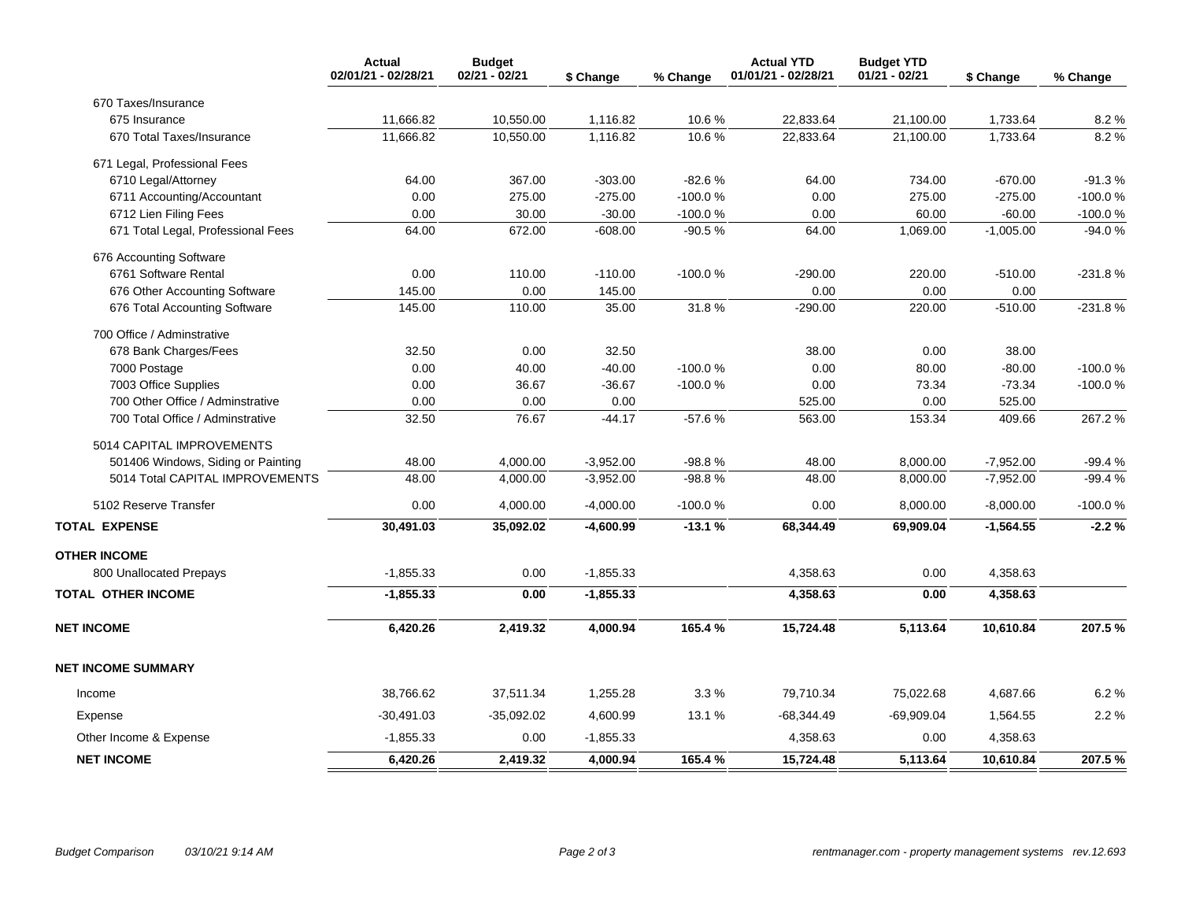| | Actual 02/01/21 - 02/28/21 | Budget 02/21 - 02/21 | $ Change | % Change | Actual YTD 01/01/21 - 02/28/21 | Budget YTD 01/21 - 02/21 | $ Change | % Change |
|---|---|---|---|---|---|---|---|---|
| 670 Taxes/Insurance | | | | | | | | |
| 675 Insurance | 11,666.82 | 10,550.00 | 1,116.82 | 10.6 % | 22,833.64 | 21,100.00 | 1,733.64 | 8.2 % |
| 670 Total Taxes/Insurance | 11,666.82 | 10,550.00 | 1,116.82 | 10.6 % | 22,833.64 | 21,100.00 | 1,733.64 | 8.2 % |
| 671 Legal, Professional Fees | | | | | | | | |
| 6710 Legal/Attorney | 64.00 | 367.00 | -303.00 | -82.6 % | 64.00 | 734.00 | -670.00 | -91.3 % |
| 6711 Accounting/Accountant | 0.00 | 275.00 | -275.00 | -100.0 % | 0.00 | 275.00 | -275.00 | -100.0 % |
| 6712 Lien Filing Fees | 0.00 | 30.00 | -30.00 | -100.0 % | 0.00 | 60.00 | -60.00 | -100.0 % |
| 671 Total Legal, Professional Fees | 64.00 | 672.00 | -608.00 | -90.5 % | 64.00 | 1,069.00 | -1,005.00 | -94.0 % |
| 676 Accounting Software | | | | | | | | |
| 6761 Software Rental | 0.00 | 110.00 | -110.00 | -100.0 % | -290.00 | 220.00 | -510.00 | -231.8 % |
| 676 Other Accounting Software | 145.00 | 0.00 | 145.00 | | 0.00 | 0.00 | 0.00 | |
| 676 Total Accounting Software | 145.00 | 110.00 | 35.00 | 31.8 % | -290.00 | 220.00 | -510.00 | -231.8 % |
| 700 Office / Adminstrative | | | | | | | | |
| 678 Bank Charges/Fees | 32.50 | 0.00 | 32.50 | | 38.00 | 0.00 | 38.00 | |
| 7000 Postage | 0.00 | 40.00 | -40.00 | -100.0 % | 0.00 | 80.00 | -80.00 | -100.0 % |
| 7003 Office Supplies | 0.00 | 36.67 | -36.67 | -100.0 % | 0.00 | 73.34 | -73.34 | -100.0 % |
| 700 Other Office / Adminstrative | 0.00 | 0.00 | 0.00 | | 525.00 | 0.00 | 525.00 | |
| 700 Total Office / Adminstrative | 32.50 | 76.67 | -44.17 | -57.6 % | 563.00 | 153.34 | 409.66 | 267.2 % |
| 5014 CAPITAL IMPROVEMENTS | | | | | | | | |
| 501406 Windows, Siding or Painting | 48.00 | 4,000.00 | -3,952.00 | -98.8 % | 48.00 | 8,000.00 | -7,952.00 | -99.4 % |
| 5014 Total CAPITAL IMPROVEMENTS | 48.00 | 4,000.00 | -3,952.00 | -98.8 % | 48.00 | 8,000.00 | -7,952.00 | -99.4 % |
| 5102 Reserve Transfer | 0.00 | 4,000.00 | -4,000.00 | -100.0 % | 0.00 | 8,000.00 | -8,000.00 | -100.0 % |
| **TOTAL EXPENSE** | **30,491.03** | **35,092.02** | **-4,600.99** | **-13.1 %** | **68,344.49** | **69,909.04** | **-1,564.55** | **-2.2 %** |
| **OTHER INCOME** | | | | | | | | |
| 800 Unallocated Prepays | -1,855.33 | 0.00 | -1,855.33 | | 4,358.63 | 0.00 | 4,358.63 | |
| **TOTAL OTHER INCOME** | **-1,855.33** | **0.00** | **-1,855.33** | | **4,358.63** | **0.00** | **4,358.63** | |
| **NET INCOME** | **6,420.26** | **2,419.32** | **4,000.94** | **165.4 %** | **15,724.48** | **5,113.64** | **10,610.84** | **207.5 %** |

**NET INCOME SUMMARY**

| | Actual 02/01/21 - 02/28/21 | Budget 02/21 - 02/21 | $ Change | % Change | Actual YTD 01/01/21 - 02/28/21 | Budget YTD 01/21 - 02/21 | $ Change | % Change |
|---|---|---|---|---|---|---|---|---|
| Income | 38,766.62 | 37,511.34 | 1,255.28 | 3.3 % | 79,710.34 | 75,022.68 | 4,687.66 | 6.2 % |
| Expense | -30,491.03 | -35,092.02 | 4,600.99 | 13.1 % | -68,344.49 | -69,909.04 | 1,564.55 | 2.2 % |
| Other Income & Expense | -1,855.33 | 0.00 | -1,855.33 | | 4,358.63 | 0.00 | 4,358.63 | |
| **NET INCOME** | **6,420.26** | **2,419.32** | **4,000.94** | **165.4 %** | **15,724.48** | **5,113.64** | **10,610.84** | **207.5 %** |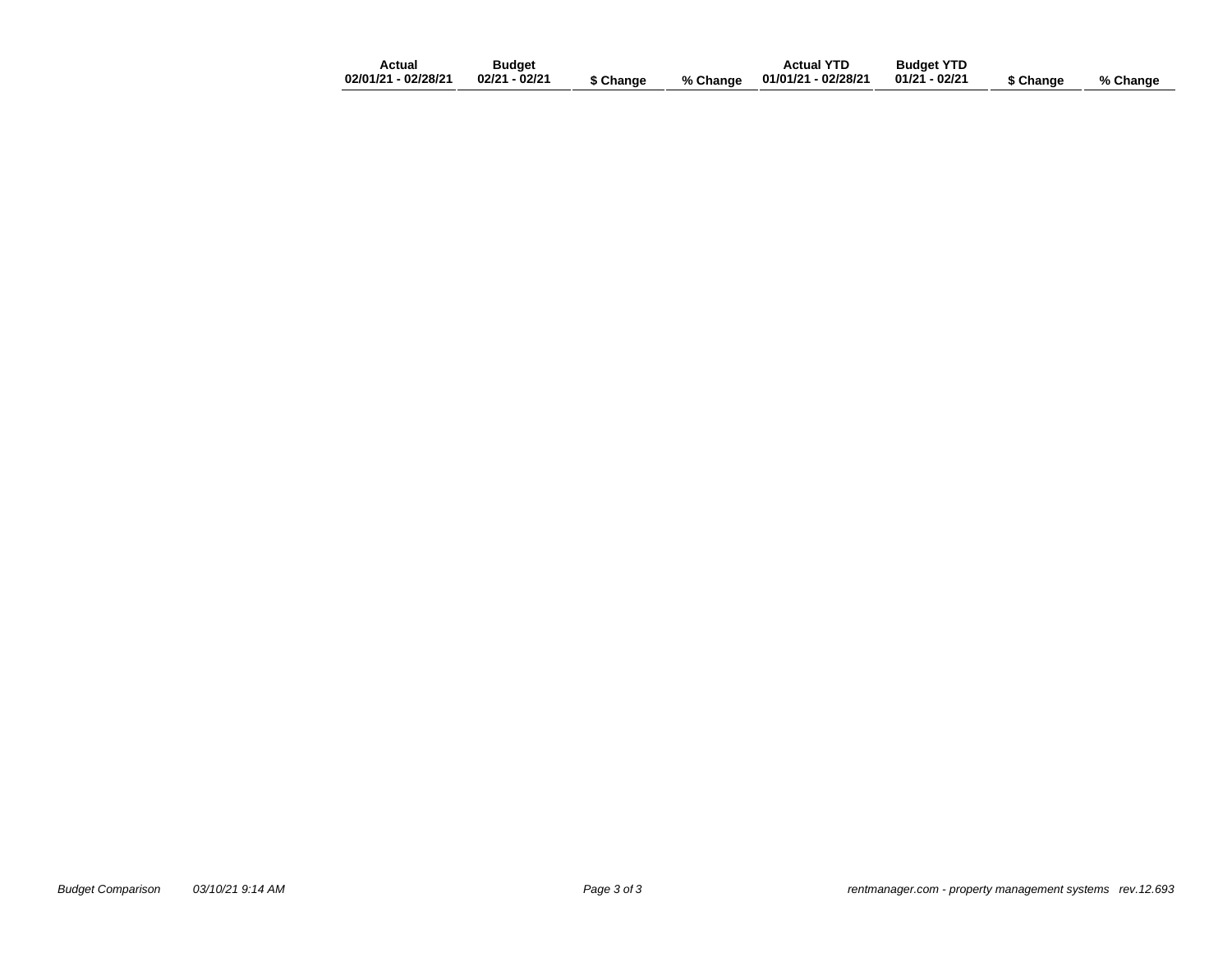| | Actual 02/01/21 - 02/28/21 | Budget 02/21 - 02/21 | $ Change | % Change | Actual YTD 01/01/21 - 02/28/21 | Budget YTD 01/21 - 02/21 | $ Change | % Change |
|---|---|---|---|---|---|---|---|---|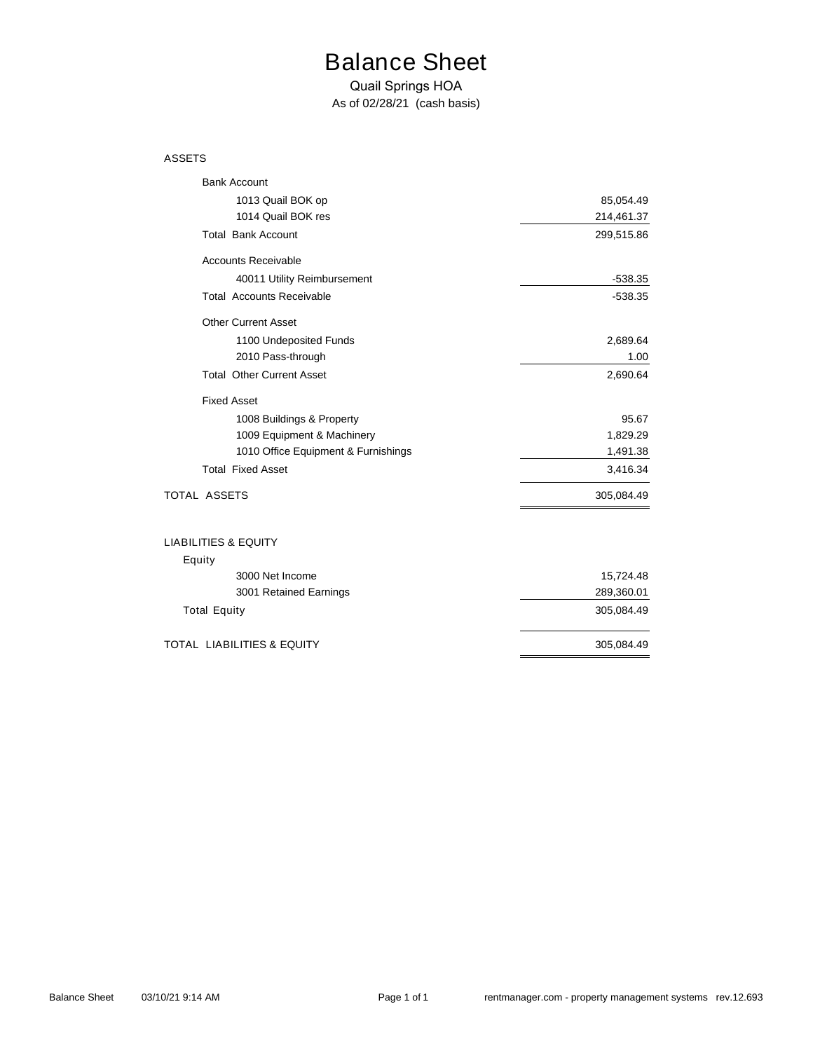# Balance Sheet

Quail Springs HOA

As of 02/28/21 (cash basis)

| | |
|---|---|
| ASSETS | |
| Bank Account | |
| 1013 Quail BOK op | 85,054.49 |
| 1014 Quail BOK res | 214,461.37 |
| Total Bank Account | 299,515.86 |
| Accounts Receivable | |
| 40011 Utility Reimbursement | -538.35 |
| Total Accounts Receivable | -538.35 |
| Other Current Asset | |
| 1100 Undeposited Funds | 2,689.64 |
| 2010 Pass-through | 1.00 |
| Total Other Current Asset | 2,690.64 |
| Fixed Asset | |
| 1008 Buildings & Property | 95.67 |
| 1009 Equipment & Machinery | 1,829.29 |
| 1010 Office Equipment & Furnishings | 1,491.38 |
| Total Fixed Asset | 3,416.34 |
| TOTAL ASSETS | 305,084.49 |
| LIABILITIES & EQUITY | |
| Equity | |
| 3000 Net Income | 15,724.48 |
| 3001 Retained Earnings | 289,360.01 |
| Total Equity | 305,084.49 |
| TOTAL LIABILITIES & EQUITY | 305,084.49 |